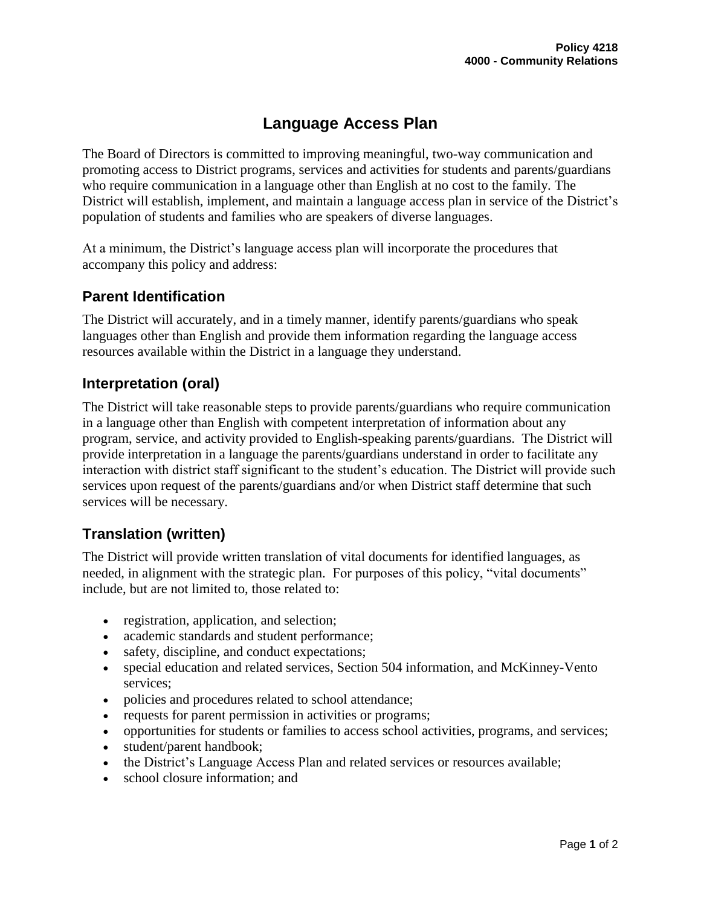Policy 4218
4000 - Community Relations

# Language Access Plan

The Board of Directors is committed to improving meaningful, two-way communication and promoting access to District programs, services and activities for students and parents/guardians who require communication in a language other than English at no cost to the family. The District will establish, implement, and maintain a language access plan in service of the District's population of students and families who are speakers of diverse languages.

At a minimum, the District's language access plan will incorporate the procedures that accompany this policy and address:

## Parent Identification

The District will accurately, and in a timely manner, identify parents/guardians who speak languages other than English and provide them information regarding the language access resources available within the District in a language they understand.

## Interpretation (oral)

The District will take reasonable steps to provide parents/guardians who require communication in a language other than English with competent interpretation of information about any program, service, and activity provided to English-speaking parents/guardians. The District will provide interpretation in a language the parents/guardians understand in order to facilitate any interaction with district staff significant to the student's education. The District will provide such services upon request of the parents/guardians and/or when District staff determine that such services will be necessary.

## Translation (written)

The District will provide written translation of vital documents for identified languages, as needed, in alignment with the strategic plan. For purposes of this policy, "vital documents" include, but are not limited to, those related to:

- registration, application, and selection;
- academic standards and student performance;
- safety, discipline, and conduct expectations;
- special education and related services, Section 504 information, and McKinney-Vento services;
- policies and procedures related to school attendance;
- requests for parent permission in activities or programs;
- opportunities for students or families to access school activities, programs, and services;
- student/parent handbook;
- the District's Language Access Plan and related services or resources available;
- school closure information; and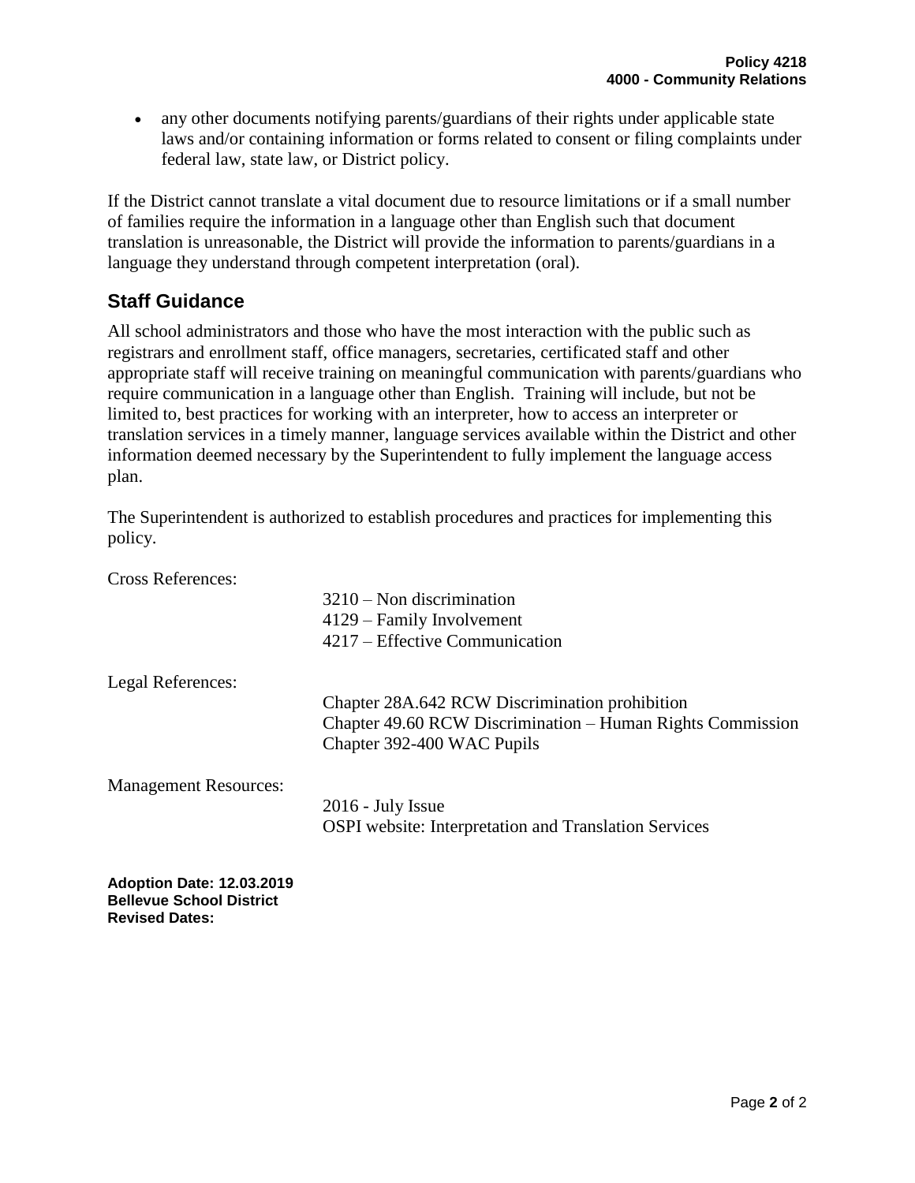- any other documents notifying parents/guardians of their rights under applicable state laws and/or containing information or forms related to consent or filing complaints under federal law, state law, or District policy.

If the District cannot translate a vital document due to resource limitations or if a small number of families require the information in a language other than English such that document translation is unreasonable, the District will provide the information to parents/guardians in a language they understand through competent interpretation (oral).

## Staff Guidance

All school administrators and those who have the most interaction with the public such as registrars and enrollment staff, office managers, secretaries, certificated staff and other appropriate staff will receive training on meaningful communication with parents/guardians who require communication in a language other than English. Training will include, but not be limited to, best practices for working with an interpreter, how to access an interpreter or translation services in a timely manner, language services available within the District and other information deemed necessary by the Superintendent to fully implement the language access plan.

The Superintendent is authorized to establish procedures and practices for implementing this policy.

Cross References:

3210 – Non discrimination
4129 – Family Involvement
4217 – Effective Communication

Legal References:

Chapter 28A.642 RCW Discrimination prohibition
Chapter 49.60 RCW Discrimination – Human Rights Commission
Chapter 392-400 WAC Pupils

Management Resources:

2016 - July Issue
OSPI website: Interpretation and Translation Services

**Adoption Date: 12.03.2019**
**Bellevue School District**
**Revised Dates:**